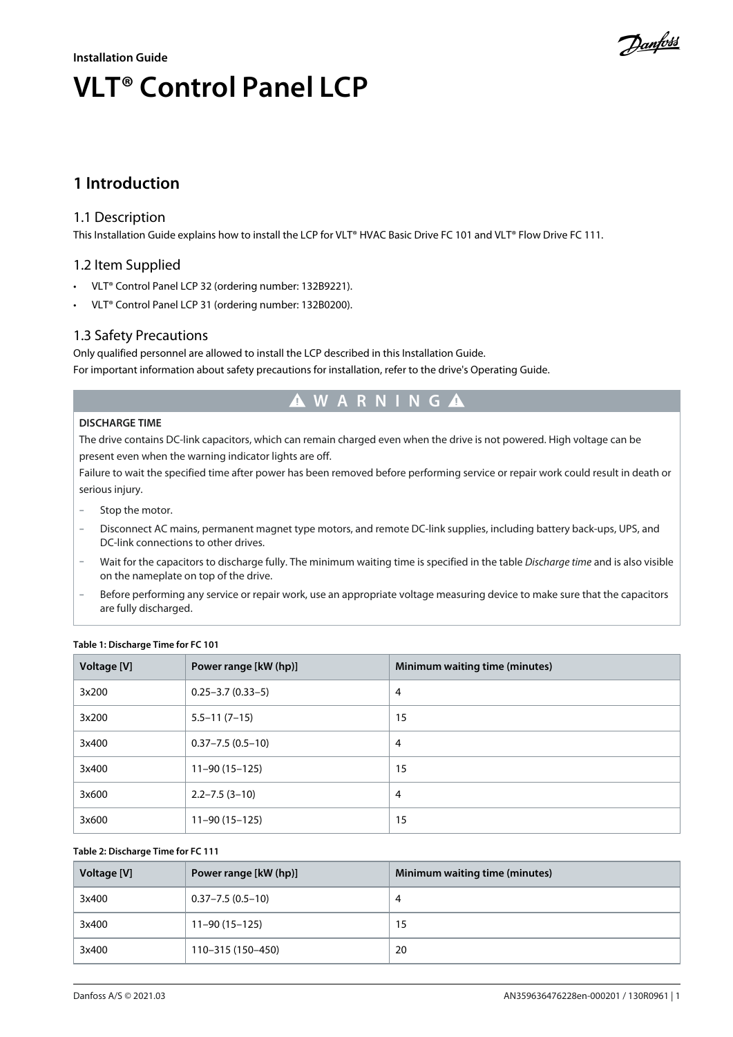Installation Guide

# VLT® Control Panel LCP

## 1 Introduction

### 1.1 Description

This Installation Guide explains how to install the LCP for VLT® HVAC Basic Drive FC 101 and VLT® Flow Drive FC 111.

### 1.2 Item Supplied

- VLT® Control Panel LCP 32 (ordering number: 132B9221).
- VLT® Control Panel LCP 31 (ordering number: 132B0200).

### 1.3 Safety Precautions

Only qualified personnel are allowed to install the LCP described in this Installation Guide.

For important information about safety precautions for installation, refer to the drive's Operating Guide.

**⚠ WARNING ⚠**

**DISCHARGE TIME**

The drive contains DC-link capacitors, which can remain charged even when the drive is not powered. High voltage can be present even when the warning indicator lights are off.

Failure to wait the specified time after power has been removed before performing service or repair work could result in death or serious injury.

- Stop the motor.
- Disconnect AC mains, permanent magnet type motors, and remote DC-link supplies, including battery back-ups, UPS, and DC-link connections to other drives.
- Wait for the capacitors to discharge fully. The minimum waiting time is specified in the table *Discharge time* and is also visible on the nameplate on top of the drive.
- Before performing any service or repair work, use an appropriate voltage measuring device to make sure that the capacitors are fully discharged.

**Table 1: Discharge Time for FC 101**

| Voltage [V] | Power range [kW (hp)] | Minimum waiting time (minutes) |
|---|---|---|
| 3x200 | 0.25–3.7 (0.33–5) | 4 |
| 3x200 | 5.5–11 (7–15) | 15 |
| 3x400 | 0.37–7.5 (0.5–10) | 4 |
| 3x400 | 11–90 (15–125) | 15 |
| 3x600 | 2.2–7.5 (3–10) | 4 |
| 3x600 | 11–90 (15–125) | 15 |

**Table 2: Discharge Time for FC 111**

| Voltage [V] | Power range [kW (hp)] | Minimum waiting time (minutes) |
|---|---|---|
| 3x400 | 0.37–7.5 (0.5–10) | 4 |
| 3x400 | 11–90 (15–125) | 15 |
| 3x400 | 110–315 (150–450) | 20 |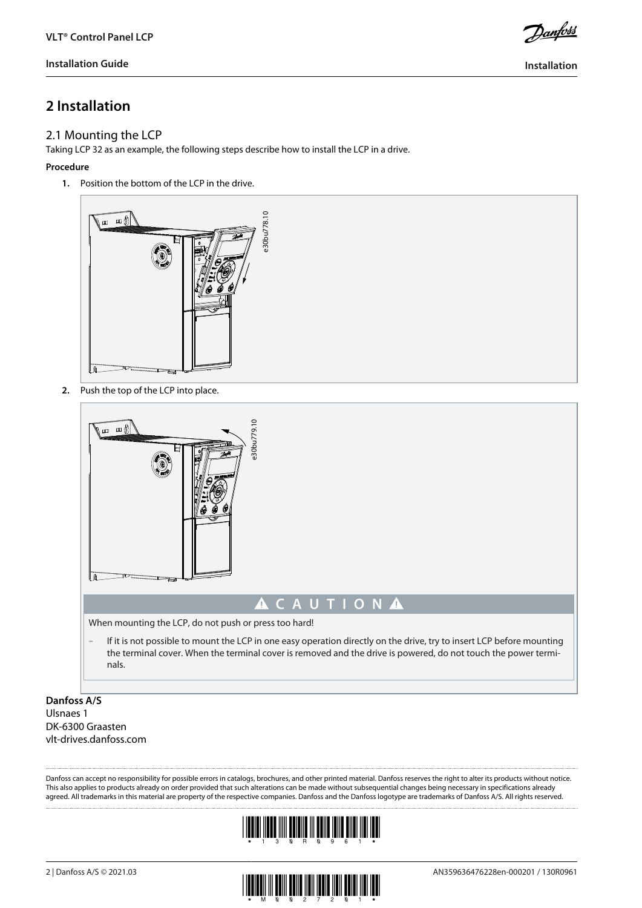# 2 Installation

## 2.1 Mounting the LCP

Taking LCP 32 as an example, the following steps describe how to install the LCP in a drive.

**Procedure**

1. Position the bottom of the LCP in the drive.

e30bu778.10

2. Push the top of the LCP into place.

e30bu779.10

**⚠ CAUTION ⚠**

When mounting the LCP, do not push or press too hard!

- If it is not possible to mount the LCP in one easy operation directly on the drive, try to insert LCP before mounting the terminal cover. When the terminal cover is removed and the drive is powered, do not touch the power terminals.

**Danfoss A/S**
Ulsnaes 1
DK-6300 Graasten
vlt-drives.danfoss.com

Danfoss can accept no responsibility for possible errors in catalogs, brochures, and other printed material. Danfoss reserves the right to alter its products without notice. This also applies to products already on order provided that such alterations can be made without subsequential changes being necessary in specifications already agreed. All trademarks in this material are property of the respective companies. Danfoss and the Danfoss logotype are trademarks of Danfoss A/S. All rights reserved.

*130R0961*

Danfoss A/S © 2021.03

AN359636476228en-000201 / 130R0961

*M0027201*